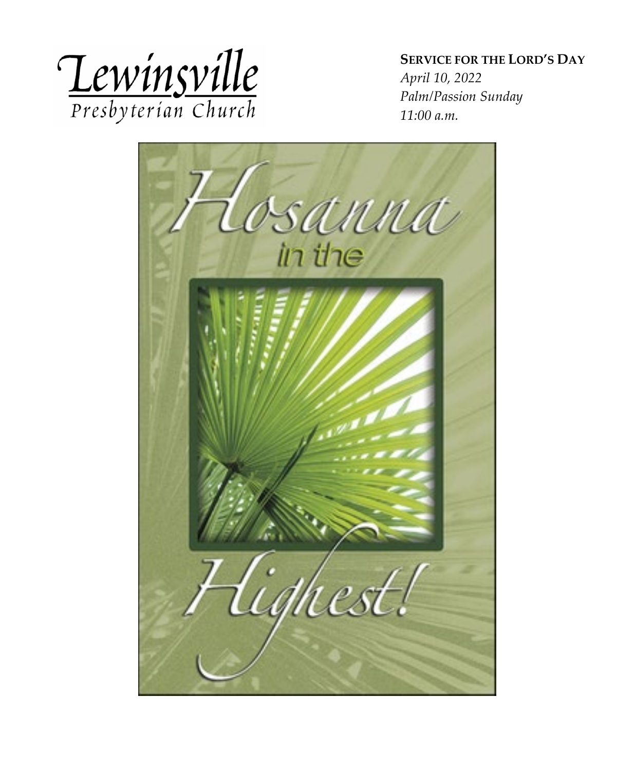Lewinsville Presbyterian Church

**SERVICE FOR THE LORD'S DAY**
*April 10, 2022*
*Palm/Passion Sunday*
*11:00 a.m.*

Hosanna in the Highest!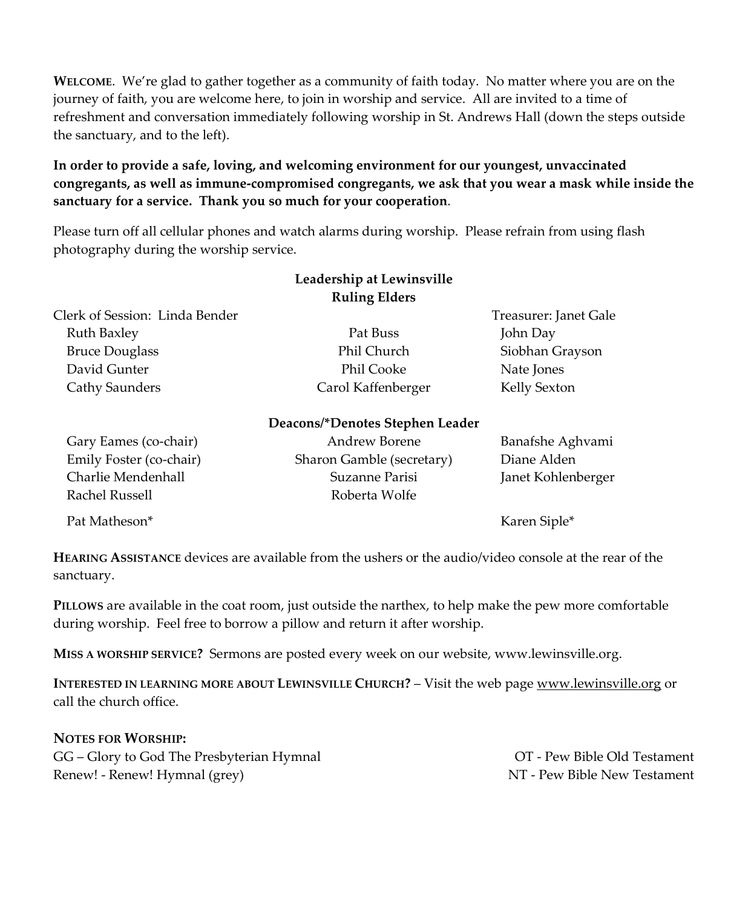**WELCOME**. We're glad to gather together as a community of faith today. No matter where you are on the journey of faith, you are welcome here, to join in worship and service. All are invited to a time of refreshment and conversation immediately following worship in St. Andrews Hall (down the steps outside the sanctuary, and to the left).

**In order to provide a safe, loving, and welcoming environment for our youngest, unvaccinated congregants, as well as immune-compromised congregants, we ask that you wear a mask while inside the sanctuary for a service. Thank you so much for your cooperation**.

Please turn off all cellular phones and watch alarms during worship. Please refrain from using flash photography during the worship service.

**Leadership at Lewinsville**
**Ruling Elders**

Clerk of Session: Linda Bender
Treasurer: Janet Gale

| | | |
|---|---|---|
| Ruth Baxley | Pat Buss | John Day |
| Bruce Douglass | Phil Church | Siobhan Grayson |
| David Gunter | Phil Cooke | Nate Jones |
| Cathy Saunders | Carol Kaffenberger | Kelly Sexton |

**Deacons/*Denotes Stephen Leader**

| | | |
|---|---|---|
| Gary Eames (co-chair) | Andrew Borene | Banafshe Aghvami |
| Emily Foster (co-chair) | Sharon Gamble (secretary) | Diane Alden |
| Charlie Mendenhall | Suzanne Parisi | Janet Kohlenberger |
| Rachel Russell | Roberta Wolfe | |
| Pat Matheson* | | Karen Siple* |

**HEARING ASSISTANCE** devices are available from the ushers or the audio/video console at the rear of the sanctuary.

**PILLOWS** are available in the coat room, just outside the narthex, to help make the pew more comfortable during worship. Feel free to borrow a pillow and return it after worship.

**MISS A WORSHIP SERVICE?** Sermons are posted every week on our website, www.lewinsville.org.

**INTERESTED IN LEARNING MORE ABOUT LEWINSVILLE CHURCH?** – Visit the web page www.lewinsville.org or call the church office.

**NOTES FOR WORSHIP:**
GG – Glory to God The Presbyterian Hymnal
Renew! - Renew! Hymnal (grey)
OT - Pew Bible Old Testament
NT - Pew Bible New Testament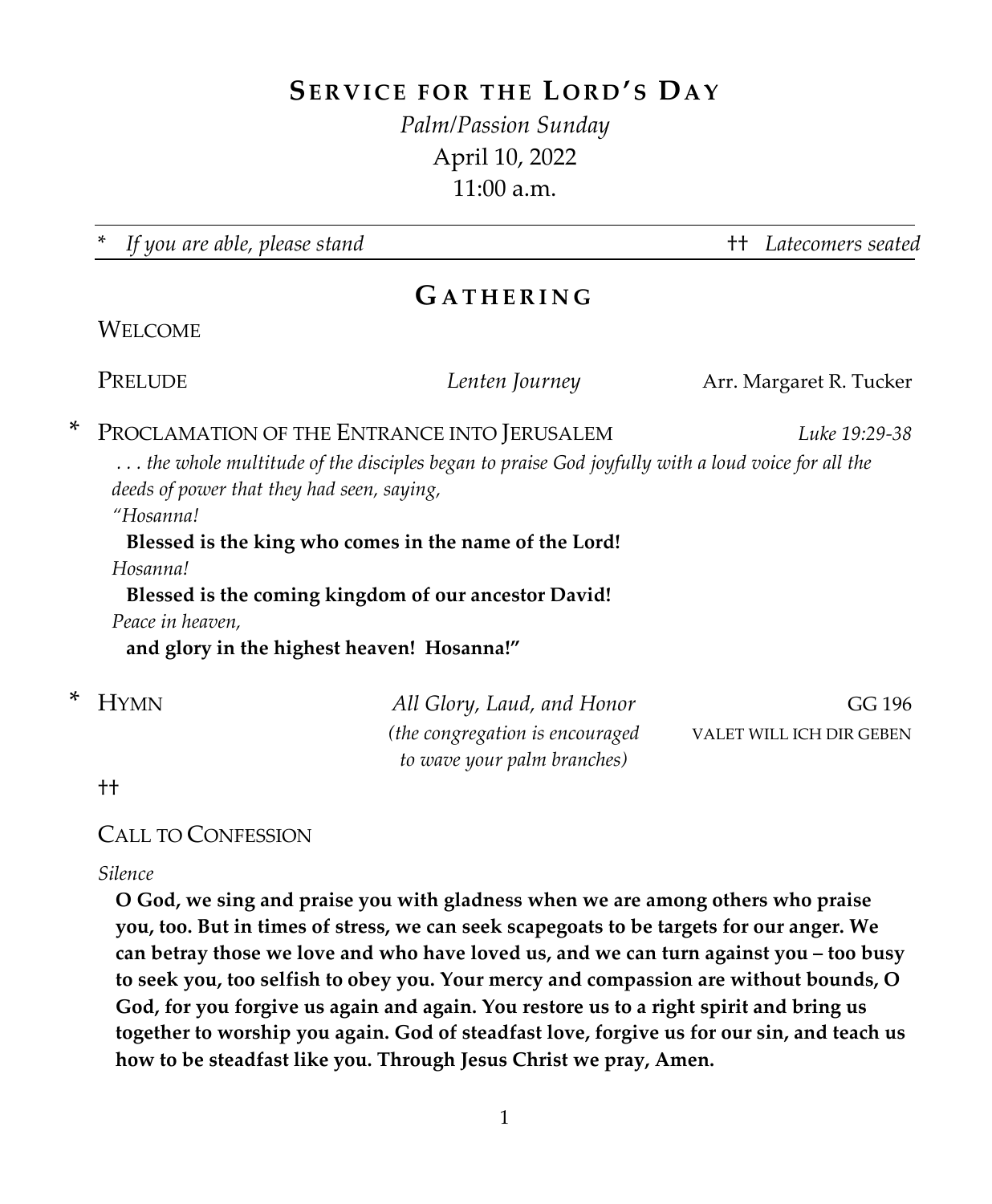# SERVICE FOR THE LORD'S DAY

*Palm/Passion Sunday*
April 10, 2022
11:00 a.m.

\* *If you are able, please stand* †† *Latecomers seated*

## GATHERING

WELCOME

PRELUDE *Lenten Journey* Arr. Margaret R. Tucker

\* PROCLAMATION OF THE ENTRANCE INTO JERUSALEM *Luke 19:29-38*

*. . . the whole multitude of the disciples began to praise God joyfully with a loud voice for all the deeds of power that they had seen, saying,*
*"Hosanna!*
**Blessed is the king who comes in the name of the Lord!**
*Hosanna!*
**Blessed is the coming kingdom of our ancestor David!**
*Peace in heaven,*
**and glory in the highest heaven! Hosanna!"**

\* HYMN *All Glory, Laud, and Honor* GG 196
*(the congregation is encouraged to wave your palm branches)* VALET WILL ICH DIR GEBEN

††

CALL TO CONFESSION

*Silence*

**O God, we sing and praise you with gladness when we are among others who praise you, too. But in times of stress, we can seek scapegoats to be targets for our anger. We can betray those we love and who have loved us, and we can turn against you – too busy to seek you, too selfish to obey you. Your mercy and compassion are without bounds, O God, for you forgive us again and again. You restore us to a right spirit and bring us together to worship you again. God of steadfast love, forgive us for our sin, and teach us how to be steadfast like you. Through Jesus Christ we pray, Amen.**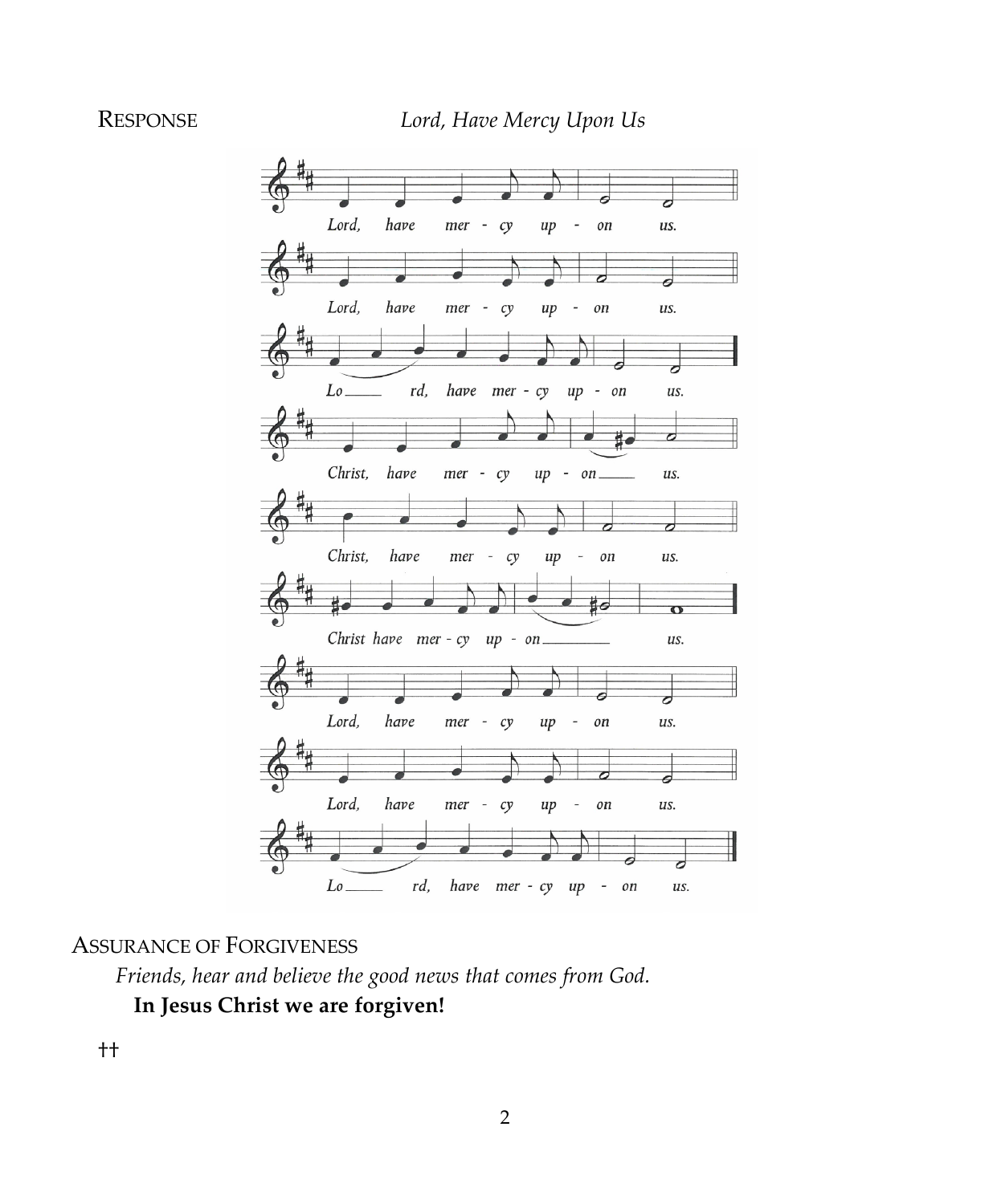RESPONSE *Lord, Have Mercy Upon Us*

Lord, have mer - cy up - on us.

Lord, have mer - cy up - on us.

Lo\_\_\_\_ rd, have mer - cy up - on us.

Christ, have mer - cy up - on\_\_\_\_ us.

Christ, have mer - cy up - on us.

Christ have mer - cy up - on\_\_\_\_\_\_ us.

Lord, have mer - cy up - on us.

Lord, have mer - cy up - on us.

Lo\_\_\_\_ rd, have mer - cy up - on us.

ASSURANCE OF FORGIVENESS

*Friends, hear and believe the good news that comes from God.*

**In Jesus Christ we are forgiven!**

††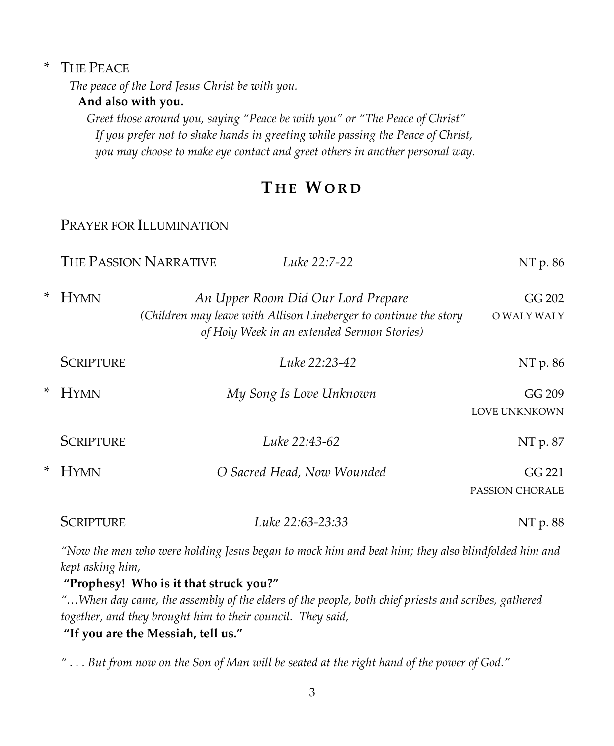\* THE PEACE

*The peace of the Lord Jesus Christ be with you.*

**And also with you.**

*Greet those around you, saying "Peace be with you" or "The Peace of Christ"*
*If you prefer not to shake hands in greeting while passing the Peace of Christ, you may choose to make eye contact and greet others in another personal way.*

## THE WORD

PRAYER FOR ILLUMINATION

THE PASSION NARRATIVE — *Luke 22:7-22* — NT p. 86

\* HYMN — *An Upper Room Did Our Lord Prepare* — GG 202, O WALY WALY
*(Children may leave with Allison Lineberger to continue the story of Holy Week in an extended Sermon Stories)*

SCRIPTURE — *Luke 22:23-42* — NT p. 86

\* HYMN — *My Song Is Love Unknown* — GG 209, LOVE UNKNKOWN

SCRIPTURE — *Luke 22:43-62* — NT p. 87

\* HYMN — *O Sacred Head, Now Wounded* — GG 221, PASSION CHORALE

SCRIPTURE — *Luke 22:63-23:33* — NT p. 88

*"Now the men who were holding Jesus began to mock him and beat him; they also blindfolded him and kept asking him,*

**"Prophesy! Who is it that struck you?"**

*"…When day came, the assembly of the elders of the people, both chief priests and scribes, gathered together, and they brought him to their council. They said,*

**"If you are the Messiah, tell us."**

*" . . . But from now on the Son of Man will be seated at the right hand of the power of God."*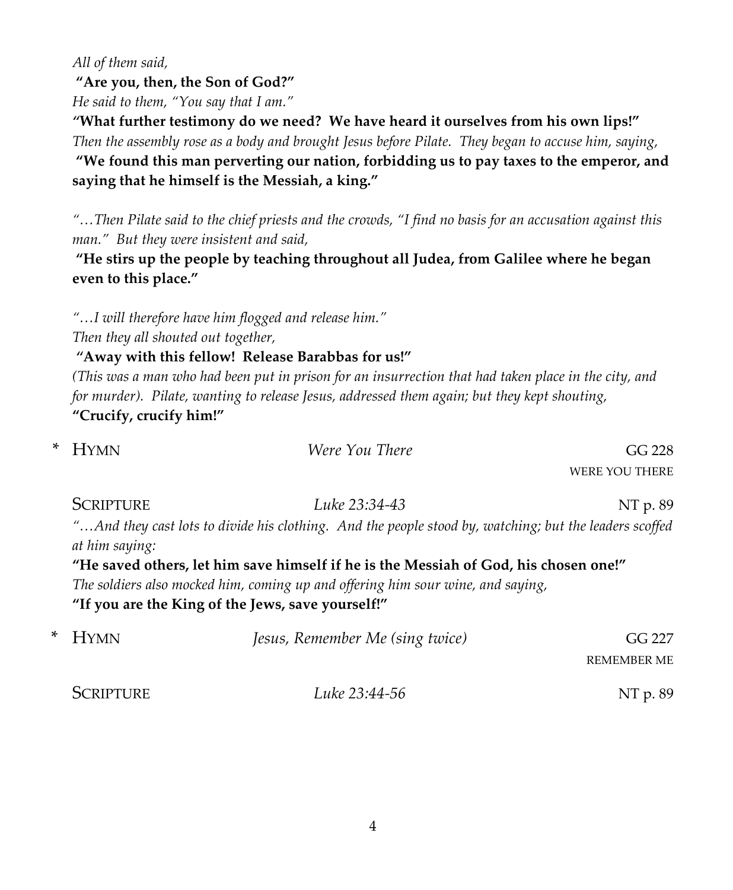*All of them said,*

**"Are you, then, the Son of God?"**

*He said to them, "You say that I am."*

**"What further testimony do we need? We have heard it ourselves from his own lips!"**

*Then the assembly rose as a body and brought Jesus before Pilate. They began to accuse him, saying,*

**"We found this man perverting our nation, forbidding us to pay taxes to the emperor, and saying that he himself is the Messiah, a king."**

*"…Then Pilate said to the chief priests and the crowds, "I find no basis for an accusation against this man." But they were insistent and said,*

**"He stirs up the people by teaching throughout all Judea, from Galilee where he began even to this place."**

*"…I will therefore have him flogged and release him."*

*Then they all shouted out together,*

**"Away with this fellow! Release Barabbas for us!"**

*(This was a man who had been put in prison for an insurrection that had taken place in the city, and for murder). Pilate, wanting to release Jesus, addressed them again; but they kept shouting,*

**"Crucify, crucify him!"**

\* HYMN — *Were You There* — GG 228
WERE YOU THERE

SCRIPTURE — *Luke 23:34-43* — NT p. 89

*"…And they cast lots to divide his clothing. And the people stood by, watching; but the leaders scoffed at him saying:*

**"He saved others, let him save himself if he is the Messiah of God, his chosen one!"**

*The soldiers also mocked him, coming up and offering him sour wine, and saying,*

**"If you are the King of the Jews, save yourself!"**

\* HYMN — *Jesus, Remember Me (sing twice)* — GG 227
REMEMBER ME

SCRIPTURE — *Luke 23:44-56* — NT p. 89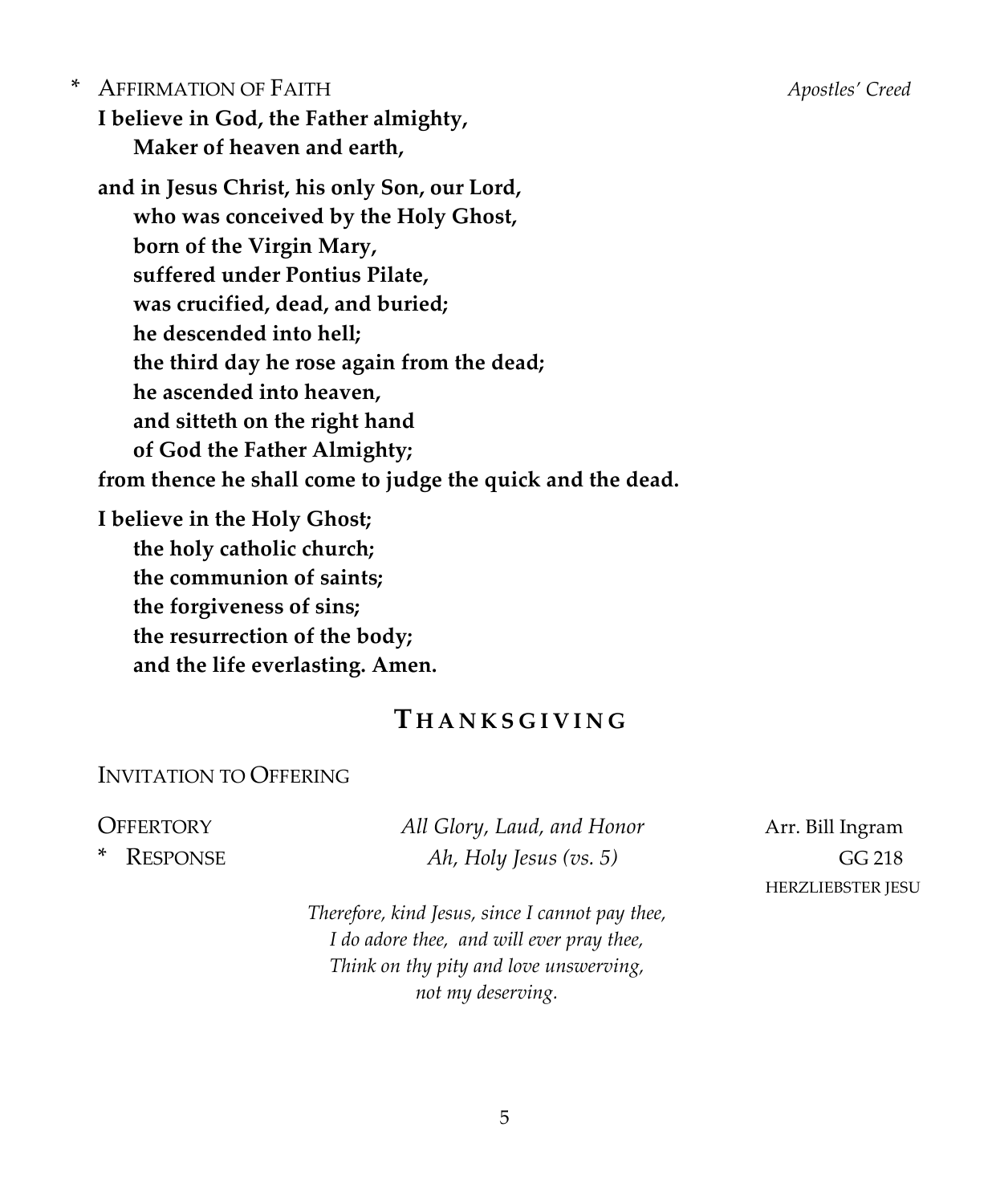\* AFFIRMATION OF FAITH *Apostles' Creed*

**I believe in God, the Father almighty,**
**Maker of heaven and earth,**

**and in Jesus Christ, his only Son, our Lord,**
**who was conceived by the Holy Ghost,**
**born of the Virgin Mary,**
**suffered under Pontius Pilate,**
**was crucified, dead, and buried;**
**he descended into hell;**
**the third day he rose again from the dead;**
**he ascended into heaven,**
**and sitteth on the right hand**
**of God the Father Almighty;**
**from thence he shall come to judge the quick and the dead.**

**I believe in the Holy Ghost;**
**the holy catholic church;**
**the communion of saints;**
**the forgiveness of sins;**
**the resurrection of the body;**
**and the life everlasting. Amen.**

## THANKSGIVING

INVITATION TO OFFERING

OFFERTORY *All Glory, Laud, and Honor* Arr. Bill Ingram

\* RESPONSE *Ah, Holy Jesus (vs. 5)* GG 218
HERZLIEBSTER JESU

*Therefore, kind Jesus, since I cannot pay thee,*
*I do adore thee, and will ever pray thee,*
*Think on thy pity and love unswerving,*
*not my deserving.*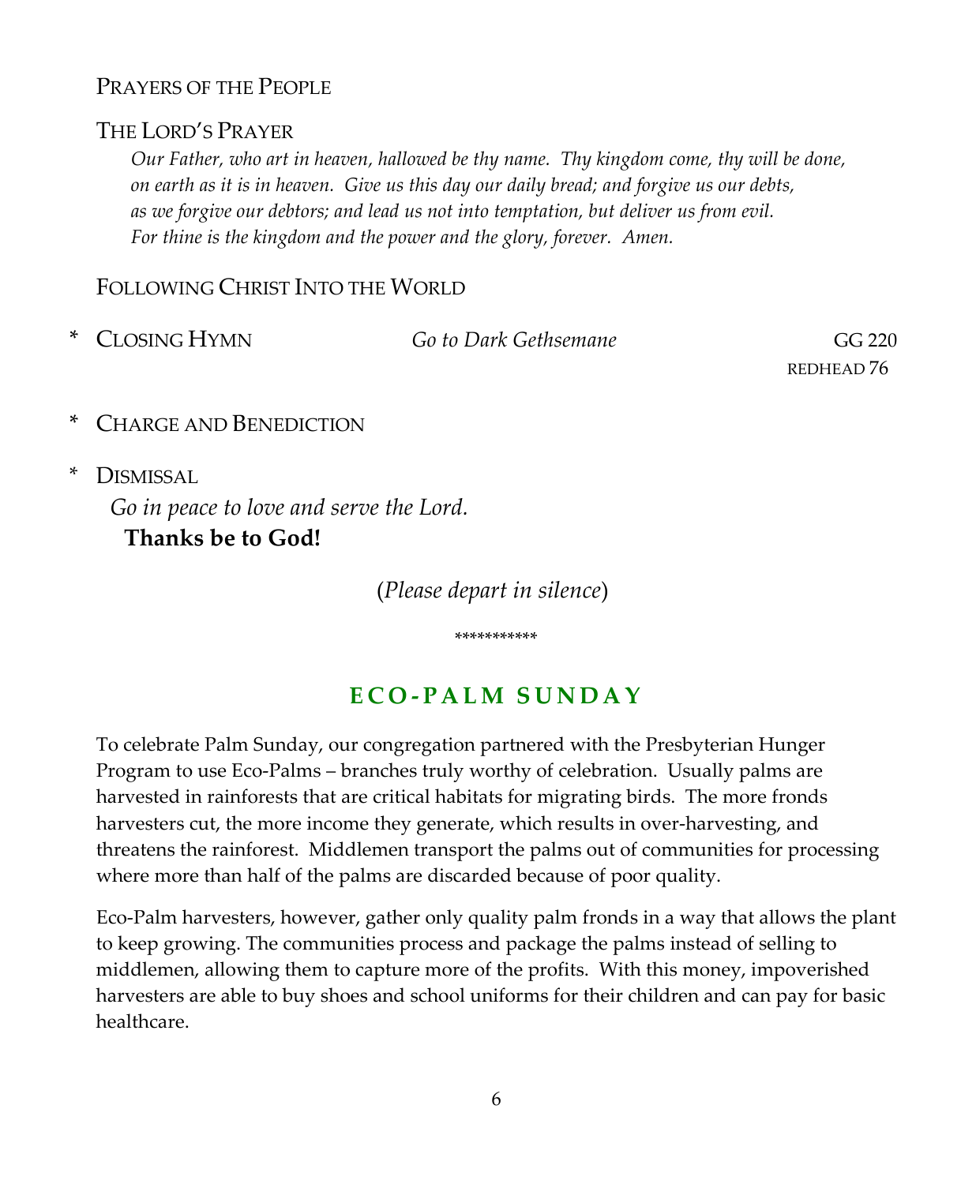Prayers of the People

The Lord's Prayer

*Our Father, who art in heaven, hallowed be thy name. Thy kingdom come, thy will be done, on earth as it is in heaven. Give us this day our daily bread; and forgive us our debts, as we forgive our debtors; and lead us not into temptation, but deliver us from evil. For thine is the kingdom and the power and the glory, forever. Amen.*

Following Christ Into the World

\* Closing Hymn — *Go to Dark Gethsemane* — GG 220
REDHEAD 76

\* Charge and Benediction

\* Dismissal

*Go in peace to love and serve the Lord.*

**Thanks be to God!**

(*Please depart in silence*)

\*\*\*\*\*\*\*\*\*\*\*

## ECO-PALM SUNDAY

To celebrate Palm Sunday, our congregation partnered with the Presbyterian Hunger Program to use Eco-Palms – branches truly worthy of celebration. Usually palms are harvested in rainforests that are critical habitats for migrating birds. The more fronds harvesters cut, the more income they generate, which results in over-harvesting, and threatens the rainforest. Middlemen transport the palms out of communities for processing where more than half of the palms are discarded because of poor quality.

Eco-Palm harvesters, however, gather only quality palm fronds in a way that allows the plant to keep growing. The communities process and package the palms instead of selling to middlemen, allowing them to capture more of the profits. With this money, impoverished harvesters are able to buy shoes and school uniforms for their children and can pay for basic healthcare.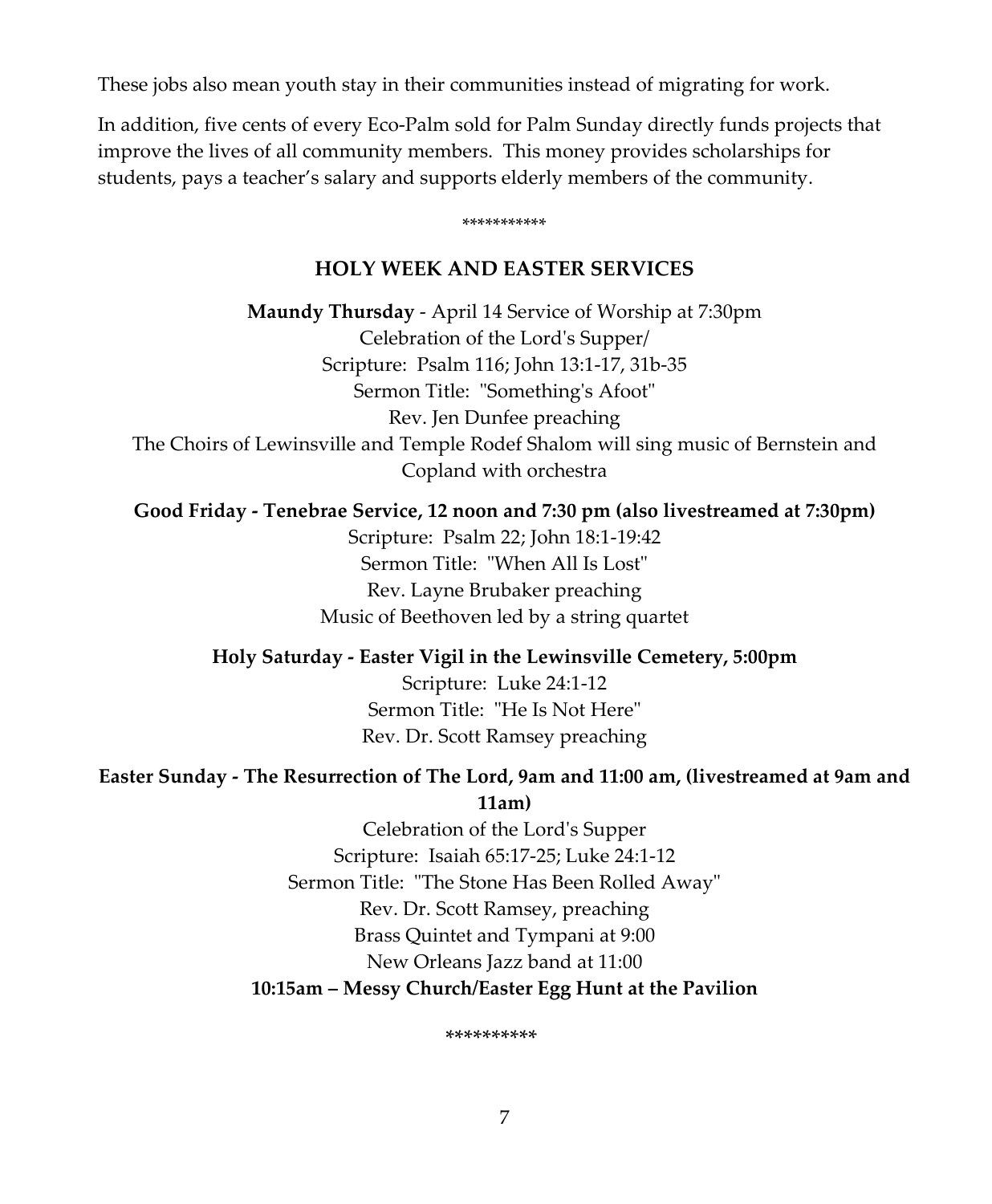These jobs also mean youth stay in their communities instead of migrating for work.

In addition, five cents of every Eco-Palm sold for Palm Sunday directly funds projects that improve the lives of all community members. This money provides scholarships for students, pays a teacher's salary and supports elderly members of the community.

**********

## HOLY WEEK AND EASTER SERVICES

**Maundy Thursday** - April 14 Service of Worship at 7:30pm
Celebration of the Lord's Supper/
Scripture: Psalm 116; John 13:1-17, 31b-35
Sermon Title: "Something's Afoot"
Rev. Jen Dunfee preaching
The Choirs of Lewinsville and Temple Rodef Shalom will sing music of Bernstein and Copland with orchestra

**Good Friday - Tenebrae Service, 12 noon and 7:30 pm (also livestreamed at 7:30pm)**
Scripture: Psalm 22; John 18:1-19:42
Sermon Title: "When All Is Lost"
Rev. Layne Brubaker preaching
Music of Beethoven led by a string quartet

**Holy Saturday - Easter Vigil in the Lewinsville Cemetery, 5:00pm**
Scripture: Luke 24:1-12
Sermon Title: "He Is Not Here"
Rev. Dr. Scott Ramsey preaching

**Easter Sunday - The Resurrection of The Lord, 9am and 11:00 am, (livestreamed at 9am and 11am)**
Celebration of the Lord's Supper
Scripture: Isaiah 65:17-25; Luke 24:1-12
Sermon Title: "The Stone Has Been Rolled Away"
Rev. Dr. Scott Ramsey, preaching
Brass Quintet and Tympani at 9:00
New Orleans Jazz band at 11:00
**10:15am – Messy Church/Easter Egg Hunt at the Pavilion**

*********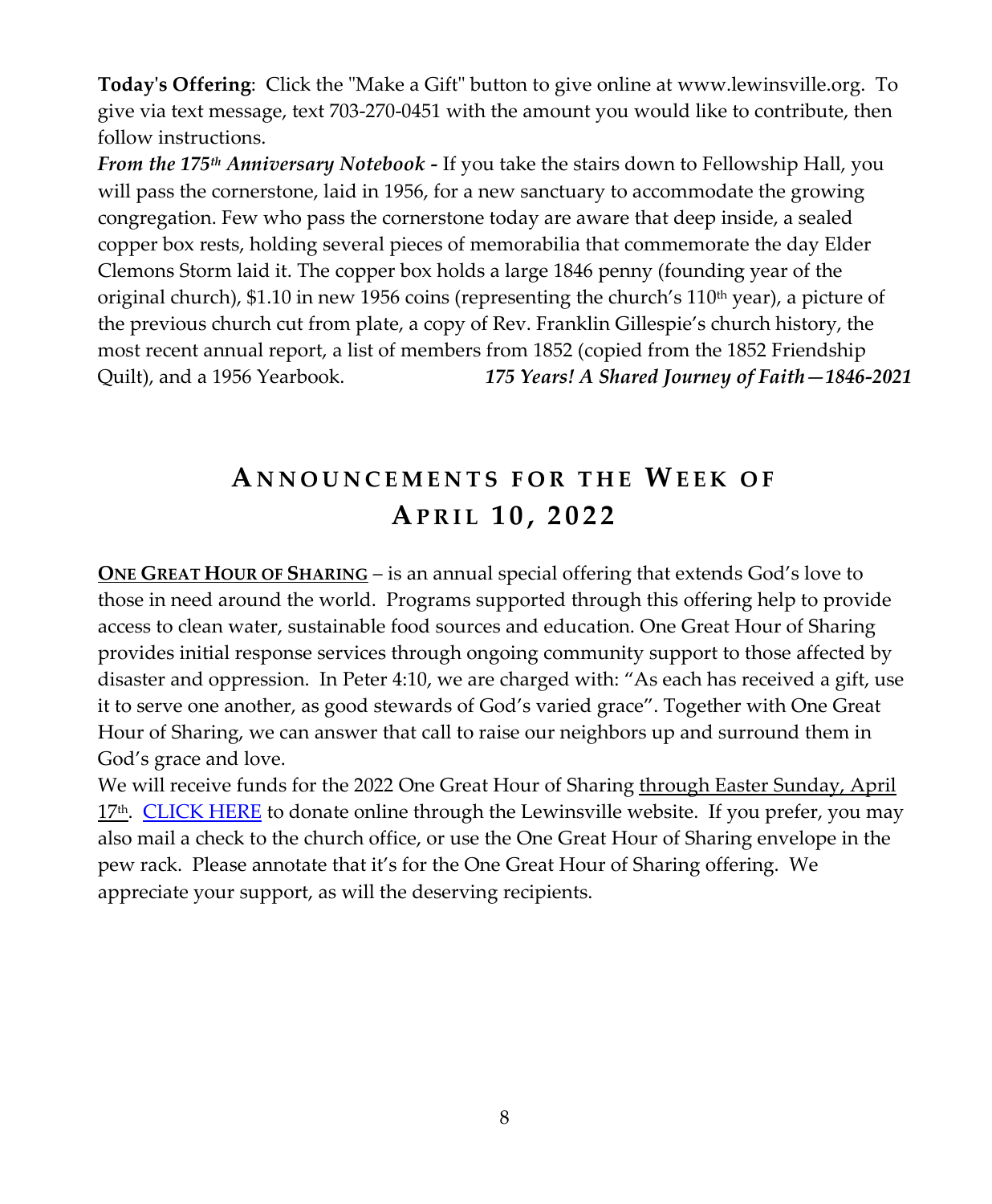**Today's Offering**: Click the "Make a Gift" button to give online at www.lewinsville.org. To give via text message, text 703-270-0451 with the amount you would like to contribute, then follow instructions.

***From the 175th Anniversary Notebook -*** If you take the stairs down to Fellowship Hall, you will pass the cornerstone, laid in 1956, for a new sanctuary to accommodate the growing congregation. Few who pass the cornerstone today are aware that deep inside, a sealed copper box rests, holding several pieces of memorabilia that commemorate the day Elder Clemons Storm laid it. The copper box holds a large 1846 penny (founding year of the original church), $1.10 in new 1956 coins (representing the church's 110th year), a picture of the previous church cut from plate, a copy of Rev. Franklin Gillespie's church history, the most recent annual report, a list of members from 1852 (copied from the 1852 Friendship Quilt), and a 1956 Yearbook. ***175 Years! A Shared Journey of Faith—1846-2021***

## Announcements for the Week of April 10, 2022

**ONE GREAT HOUR OF SHARING** – is an annual special offering that extends God's love to those in need around the world. Programs supported through this offering help to provide access to clean water, sustainable food sources and education. One Great Hour of Sharing provides initial response services through ongoing community support to those affected by disaster and oppression. In Peter 4:10, we are charged with: "As each has received a gift, use it to serve one another, as good stewards of God's varied grace". Together with One Great Hour of Sharing, we can answer that call to raise our neighbors up and surround them in God's grace and love.

We will receive funds for the 2022 One Great Hour of Sharing through Easter Sunday, April 17th. CLICK HERE to donate online through the Lewinsville website. If you prefer, you may also mail a check to the church office, or use the One Great Hour of Sharing envelope in the pew rack. Please annotate that it's for the One Great Hour of Sharing offering. We appreciate your support, as will the deserving recipients.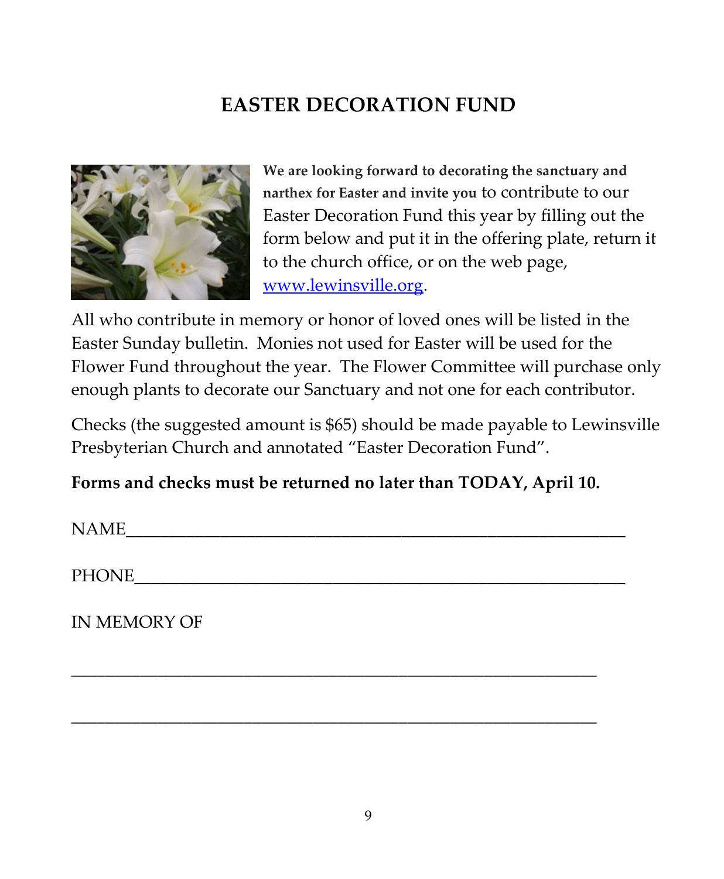# EASTER DECORATION FUND

**We are looking forward to decorating the sanctuary and narthex for Easter and invite you** to contribute to our Easter Decoration Fund this year by filling out the form below and put it in the offering plate, return it to the church office, or on the web page, [www.lewinsville.org](http://www.lewinsville.org).

All who contribute in memory or honor of loved ones will be listed in the Easter Sunday bulletin. Monies not used for Easter will be used for the Flower Fund throughout the year. The Flower Committee will purchase only enough plants to decorate our Sanctuary and not one for each contributor.

Checks (the suggested amount is $65) should be made payable to Lewinsville Presbyterian Church and annotated "Easter Decoration Fund".

**Forms and checks must be returned no later than TODAY, April 10.**

NAME_______________________________________________________

PHONE______________________________________________________

IN MEMORY OF

___________________________________________________________

___________________________________________________________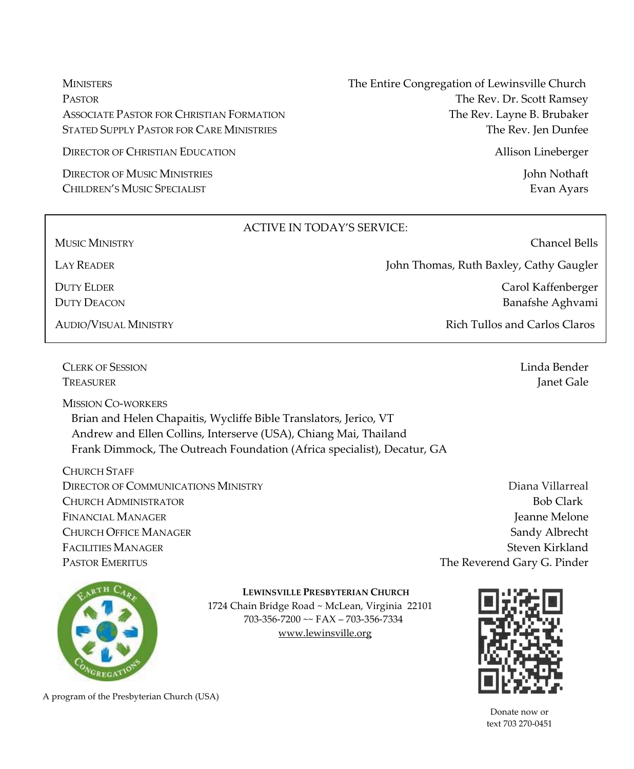| | |
|---|---|
| MINISTERS | The Entire Congregation of Lewinsville Church |
| PASTOR | The Rev. Dr. Scott Ramsey |
| ASSOCIATE PASTOR FOR CHRISTIAN FORMATION | The Rev. Layne B. Brubaker |
| STATED SUPPLY PASTOR FOR CARE MINISTRIES | The Rev. Jen Dunfee |
| DIRECTOR OF CHRISTIAN EDUCATION | Allison Lineberger |
| DIRECTOR OF MUSIC MINISTRIES | John Nothaft |
| CHILDREN'S MUSIC SPECIALIST | Evan Ayars |

ACTIVE IN TODAY'S SERVICE:

| | |
|---|---|
| MUSIC MINISTRY | Chancel Bells |
| LAY READER | John Thomas, Ruth Baxley, Cathy Gaugler |
| DUTY ELDER | Carol Kaffenberger |
| DUTY DEACON | Banafshe Aghvami |
| AUDIO/VISUAL MINISTRY | Rich Tullos and Carlos Claros |

| | |
|---|---|
| CLERK OF SESSION | Linda Bender |
| TREASURER | Janet Gale |

MISSION CO-WORKERS

Brian and Helen Chapaitis, Wycliffe Bible Translators, Jerico, VT
Andrew and Ellen Collins, Interserve (USA), Chiang Mai, Thailand
Frank Dimmock, The Outreach Foundation (Africa specialist), Decatur, GA

CHURCH STAFF

| | |
|---|---|
| DIRECTOR OF COMMUNICATIONS MINISTRY | Diana Villarreal |
| CHURCH ADMINISTRATOR | Bob Clark |
| FINANCIAL MANAGER | Jeanne Melone |
| CHURCH OFFICE MANAGER | Sandy Albrecht |
| FACILITIES MANAGER | Steven Kirkland |
| PASTOR EMERITUS | The Reverend Gary G. Pinder |

EARTH CARE CONGREGATIONS

A program of the Presbyterian Church (USA)

**LEWINSVILLE PRESBYTERIAN CHURCH**
1724 Chain Bridge Road ~ McLean, Virginia 22101
703-356-7200 ~~ FAX – 703-356-7334
www.lewinsville.org

Donate now or
text 703 270-0451